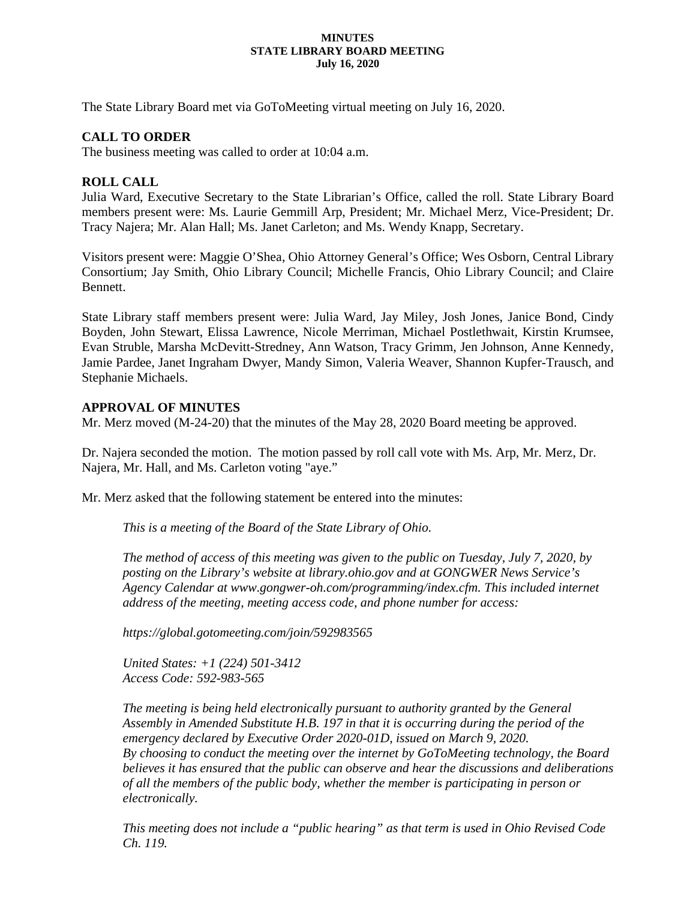**MINUTES**
**STATE LIBRARY BOARD MEETING**
**July 16, 2020**

The State Library Board met via GoToMeeting virtual meeting on July 16, 2020.

## CALL TO ORDER

The business meeting was called to order at 10:04 a.m.

## ROLL CALL

Julia Ward, Executive Secretary to the State Librarian's Office, called the roll. State Library Board members present were: Ms. Laurie Gemmill Arp, President; Mr. Michael Merz, Vice-President; Dr. Tracy Najera; Mr. Alan Hall; Ms. Janet Carleton; and Ms. Wendy Knapp, Secretary.

Visitors present were: Maggie O'Shea, Ohio Attorney General's Office; Wes Osborn, Central Library Consortium; Jay Smith, Ohio Library Council; Michelle Francis, Ohio Library Council; and Claire Bennett.

State Library staff members present were: Julia Ward, Jay Miley, Josh Jones, Janice Bond, Cindy Boyden, John Stewart, Elissa Lawrence, Nicole Merriman, Michael Postlethwait, Kirstin Krumsee, Evan Struble, Marsha McDevitt-Stredney, Ann Watson, Tracy Grimm, Jen Johnson, Anne Kennedy, Jamie Pardee, Janet Ingraham Dwyer, Mandy Simon, Valeria Weaver, Shannon Kupfer-Trausch, and Stephanie Michaels.

## APPROVAL OF MINUTES

Mr. Merz moved (M-24-20) that the minutes of the May 28, 2020 Board meeting be approved.

Dr. Najera seconded the motion. The motion passed by roll call vote with Ms. Arp, Mr. Merz, Dr. Najera, Mr. Hall, and Ms. Carleton voting "aye."

Mr. Merz asked that the following statement be entered into the minutes:

> *This is a meeting of the Board of the State Library of Ohio.*
>
> *The method of access of this meeting was given to the public on Tuesday, July 7, 2020, by posting on the Library's website at library.ohio.gov and at GONGWER News Service's Agency Calendar at www.gongwer-oh.com/programming/index.cfm. This included internet address of the meeting, meeting access code, and phone number for access:*
>
> *https://global.gotomeeting.com/join/592983565*
>
> *United States: +1 (224) 501-3412*
> *Access Code: 592-983-565*
>
> *The meeting is being held electronically pursuant to authority granted by the General Assembly in Amended Substitute H.B. 197 in that it is occurring during the period of the emergency declared by Executive Order 2020-01D, issued on March 9, 2020.*
> *By choosing to conduct the meeting over the internet by GoToMeeting technology, the Board believes it has ensured that the public can observe and hear the discussions and deliberations of all the members of the public body, whether the member is participating in person or electronically.*
>
> *This meeting does not include a "public hearing" as that term is used in Ohio Revised Code Ch. 119.*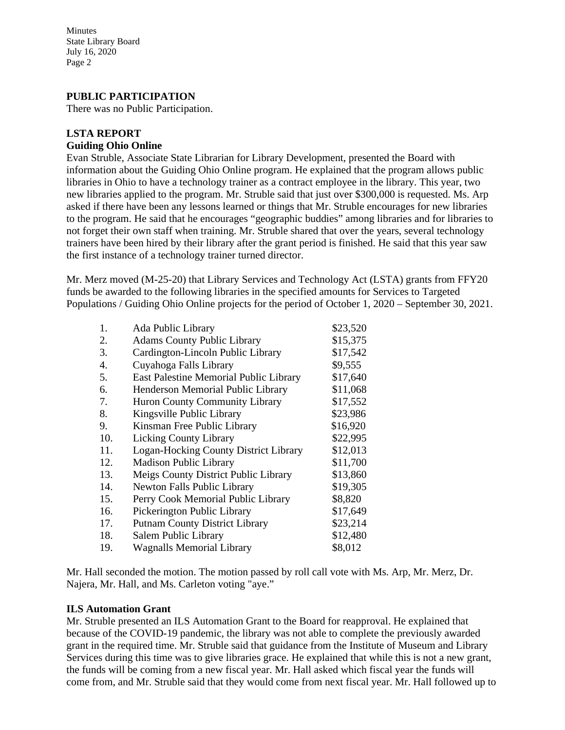## PUBLIC PARTICIPATION

There was no Public Participation.

## LSTA REPORT

### Guiding Ohio Online

Evan Struble, Associate State Librarian for Library Development, presented the Board with information about the Guiding Ohio Online program. He explained that the program allows public libraries in Ohio to have a technology trainer as a contract employee in the library. This year, two new libraries applied to the program. Mr. Struble said that just over $300,000 is requested. Ms. Arp asked if there have been any lessons learned or things that Mr. Struble encourages for new libraries to the program. He said that he encourages "geographic buddies" among libraries and for libraries to not forget their own staff when training. Mr. Struble shared that over the years, several technology trainers have been hired by their library after the grant period is finished. He said that this year saw the first instance of a technology trainer turned director.

Mr. Merz moved (M-25-20) that Library Services and Technology Act (LSTA) grants from FFY20 funds be awarded to the following libraries in the specified amounts for Services to Targeted Populations / Guiding Ohio Online projects for the period of October 1, 2020 – September 30, 2021.

| | Library | Amount |
|---|---|---|
| 1. | Ada Public Library | $23,520 |
| 2. | Adams County Public Library | $15,375 |
| 3. | Cardington-Lincoln Public Library | $17,542 |
| 4. | Cuyahoga Falls Library | $9,555 |
| 5. | East Palestine Memorial Public Library | $17,640 |
| 6. | Henderson Memorial Public Library | $11,068 |
| 7. | Huron County Community Library | $17,552 |
| 8. | Kingsville Public Library | $23,986 |
| 9. | Kinsman Free Public Library | $16,920 |
| 10. | Licking County Library | $22,995 |
| 11. | Logan-Hocking County District Library | $12,013 |
| 12. | Madison Public Library | $11,700 |
| 13. | Meigs County District Public Library | $13,860 |
| 14. | Newton Falls Public Library | $19,305 |
| 15. | Perry Cook Memorial Public Library | $8,820 |
| 16. | Pickerington Public Library | $17,649 |
| 17. | Putnam County District Library | $23,214 |
| 18. | Salem Public Library | $12,480 |
| 19. | Wagnalls Memorial Library | $8,012 |

Mr. Hall seconded the motion. The motion passed by roll call vote with Ms. Arp, Mr. Merz, Dr. Najera, Mr. Hall, and Ms. Carleton voting "aye."

### ILS Automation Grant

Mr. Struble presented an ILS Automation Grant to the Board for reapproval. He explained that because of the COVID-19 pandemic, the library was not able to complete the previously awarded grant in the required time. Mr. Struble said that guidance from the Institute of Museum and Library Services during this time was to give libraries grace. He explained that while this is not a new grant, the funds will be coming from a new fiscal year. Mr. Hall asked which fiscal year the funds will come from, and Mr. Struble said that they would come from next fiscal year. Mr. Hall followed up to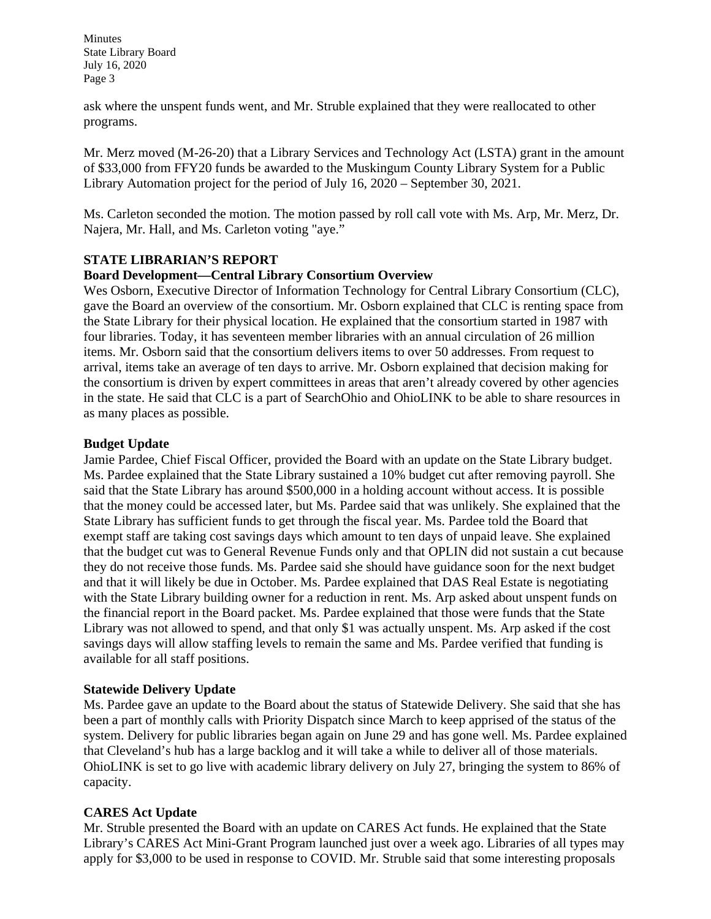ask where the unspent funds went, and Mr. Struble explained that they were reallocated to other programs.

Mr. Merz moved (M-26-20) that a Library Services and Technology Act (LSTA) grant in the amount of $33,000 from FFY20 funds be awarded to the Muskingum County Library System for a Public Library Automation project for the period of July 16, 2020 – September 30, 2021.

Ms. Carleton seconded the motion. The motion passed by roll call vote with Ms. Arp, Mr. Merz, Dr. Najera, Mr. Hall, and Ms. Carleton voting "aye."

## STATE LIBRARIAN'S REPORT

### Board Development—Central Library Consortium Overview

Wes Osborn, Executive Director of Information Technology for Central Library Consortium (CLC), gave the Board an overview of the consortium. Mr. Osborn explained that CLC is renting space from the State Library for their physical location. He explained that the consortium started in 1987 with four libraries. Today, it has seventeen member libraries with an annual circulation of 26 million items. Mr. Osborn said that the consortium delivers items to over 50 addresses. From request to arrival, items take an average of ten days to arrive. Mr. Osborn explained that decision making for the consortium is driven by expert committees in areas that aren't already covered by other agencies in the state. He said that CLC is a part of SearchOhio and OhioLINK to be able to share resources in as many places as possible.

### Budget Update

Jamie Pardee, Chief Fiscal Officer, provided the Board with an update on the State Library budget. Ms. Pardee explained that the State Library sustained a 10% budget cut after removing payroll. She said that the State Library has around $500,000 in a holding account without access. It is possible that the money could be accessed later, but Ms. Pardee said that was unlikely. She explained that the State Library has sufficient funds to get through the fiscal year. Ms. Pardee told the Board that exempt staff are taking cost savings days which amount to ten days of unpaid leave. She explained that the budget cut was to General Revenue Funds only and that OPLIN did not sustain a cut because they do not receive those funds. Ms. Pardee said she should have guidance soon for the next budget and that it will likely be due in October. Ms. Pardee explained that DAS Real Estate is negotiating with the State Library building owner for a reduction in rent. Ms. Arp asked about unspent funds on the financial report in the Board packet. Ms. Pardee explained that those were funds that the State Library was not allowed to spend, and that only $1 was actually unspent. Ms. Arp asked if the cost savings days will allow staffing levels to remain the same and Ms. Pardee verified that funding is available for all staff positions.

### Statewide Delivery Update

Ms. Pardee gave an update to the Board about the status of Statewide Delivery. She said that she has been a part of monthly calls with Priority Dispatch since March to keep apprised of the status of the system. Delivery for public libraries began again on June 29 and has gone well. Ms. Pardee explained that Cleveland's hub has a large backlog and it will take a while to deliver all of those materials. OhioLINK is set to go live with academic library delivery on July 27, bringing the system to 86% of capacity.

### CARES Act Update

Mr. Struble presented the Board with an update on CARES Act funds. He explained that the State Library's CARES Act Mini-Grant Program launched just over a week ago. Libraries of all types may apply for $3,000 to be used in response to COVID. Mr. Struble said that some interesting proposals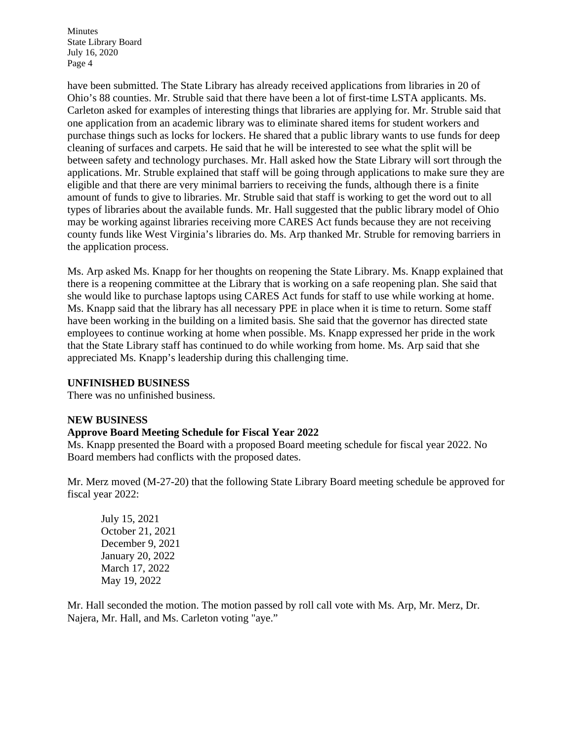have been submitted. The State Library has already received applications from libraries in 20 of Ohio's 88 counties. Mr. Struble said that there have been a lot of first-time LSTA applicants. Ms. Carleton asked for examples of interesting things that libraries are applying for. Mr. Struble said that one application from an academic library was to eliminate shared items for student workers and purchase things such as locks for lockers. He shared that a public library wants to use funds for deep cleaning of surfaces and carpets. He said that he will be interested to see what the split will be between safety and technology purchases. Mr. Hall asked how the State Library will sort through the applications. Mr. Struble explained that staff will be going through applications to make sure they are eligible and that there are very minimal barriers to receiving the funds, although there is a finite amount of funds to give to libraries. Mr. Struble said that staff is working to get the word out to all types of libraries about the available funds. Mr. Hall suggested that the public library model of Ohio may be working against libraries receiving more CARES Act funds because they are not receiving county funds like West Virginia's libraries do. Ms. Arp thanked Mr. Struble for removing barriers in the application process.

Ms. Arp asked Ms. Knapp for her thoughts on reopening the State Library. Ms. Knapp explained that there is a reopening committee at the Library that is working on a safe reopening plan. She said that she would like to purchase laptops using CARES Act funds for staff to use while working at home. Ms. Knapp said that the library has all necessary PPE in place when it is time to return. Some staff have been working in the building on a limited basis. She said that the governor has directed state employees to continue working at home when possible. Ms. Knapp expressed her pride in the work that the State Library staff has continued to do while working from home. Ms. Arp said that she appreciated Ms. Knapp's leadership during this challenging time.

**UNFINISHED BUSINESS**

There was no unfinished business.

**NEW BUSINESS**

**Approve Board Meeting Schedule for Fiscal Year 2022**

Ms. Knapp presented the Board with a proposed Board meeting schedule for fiscal year 2022. No Board members had conflicts with the proposed dates.

Mr. Merz moved (M-27-20) that the following State Library Board meeting schedule be approved for fiscal year 2022:

July 15, 2021
October 21, 2021
December 9, 2021
January 20, 2022
March 17, 2022
May 19, 2022

Mr. Hall seconded the motion. The motion passed by roll call vote with Ms. Arp, Mr. Merz, Dr. Najera, Mr. Hall, and Ms. Carleton voting "aye."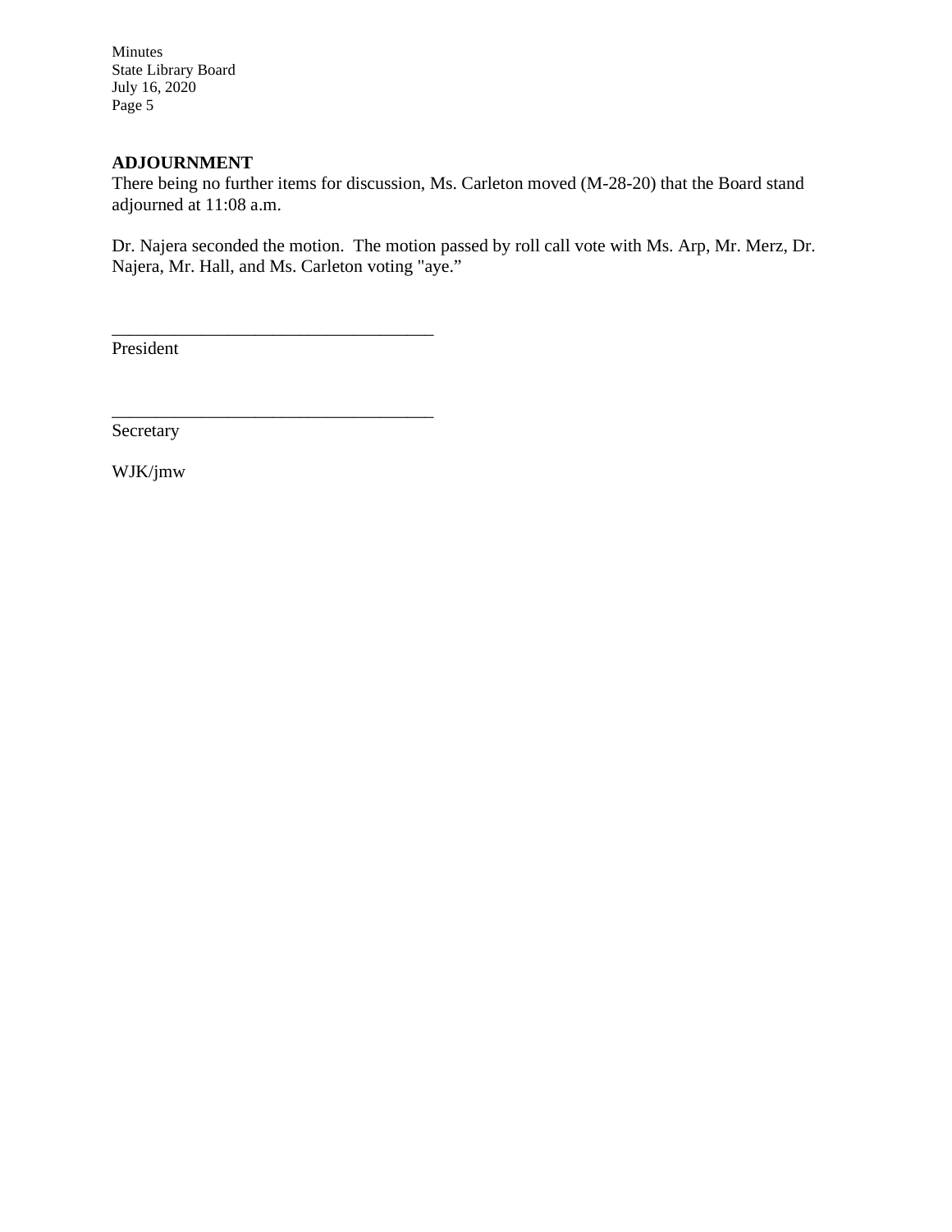## ADJOURNMENT

There being no further items for discussion, Ms. Carleton moved (M-28-20) that the Board stand adjourned at 11:08 a.m.

Dr. Najera seconded the motion. The motion passed by roll call vote with Ms. Arp, Mr. Merz, Dr. Najera, Mr. Hall, and Ms. Carleton voting "aye."

\_\_\_\_\_\_\_\_\_\_\_\_\_\_\_\_\_\_\_\_\_\_\_\_\_\_\_\_\_\_\_\_\_\_\_\_
President

\_\_\_\_\_\_\_\_\_\_\_\_\_\_\_\_\_\_\_\_\_\_\_\_\_\_\_\_\_\_\_\_\_\_\_\_
Secretary

WJK/jmw